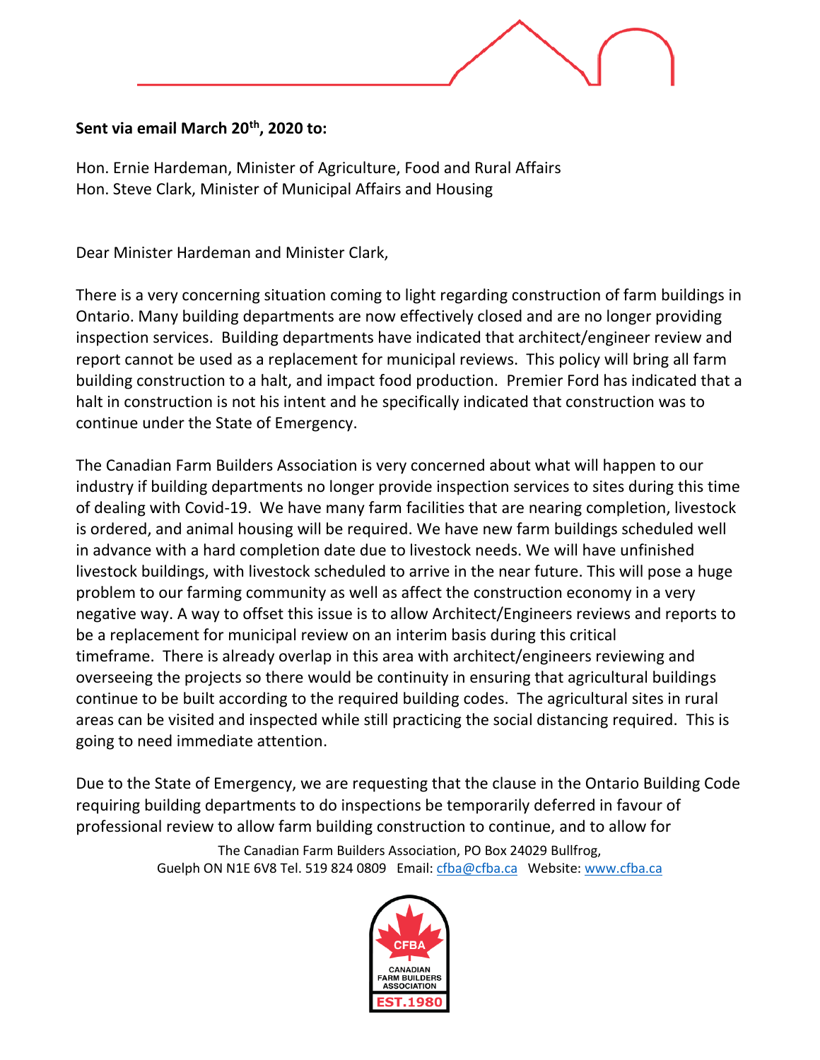**Sent via email March 20th, 2020 to:**

Hon. Ernie Hardeman, Minister of Agriculture, Food and Rural Affairs
Hon. Steve Clark, Minister of Municipal Affairs and Housing

Dear Minister Hardeman and Minister Clark,

There is a very concerning situation coming to light regarding construction of farm buildings in Ontario. Many building departments are now effectively closed and are no longer providing inspection services. Building departments have indicated that architect/engineer review and report cannot be used as a replacement for municipal reviews. This policy will bring all farm building construction to a halt, and impact food production. Premier Ford has indicated that a halt in construction is not his intent and he specifically indicated that construction was to continue under the State of Emergency.

The Canadian Farm Builders Association is very concerned about what will happen to our industry if building departments no longer provide inspection services to sites during this time of dealing with Covid-19. We have many farm facilities that are nearing completion, livestock is ordered, and animal housing will be required. We have new farm buildings scheduled well in advance with a hard completion date due to livestock needs. We will have unfinished livestock buildings, with livestock scheduled to arrive in the near future. This will pose a huge problem to our farming community as well as affect the construction economy in a very negative way. A way to offset this issue is to allow Architect/Engineers reviews and reports to be a replacement for municipal review on an interim basis during this critical timeframe. There is already overlap in this area with architect/engineers reviewing and overseeing the projects so there would be continuity in ensuring that agricultural buildings continue to be built according to the required building codes. The agricultural sites in rural areas can be visited and inspected while still practicing the social distancing required. This is going to need immediate attention.

Due to the State of Emergency, we are requesting that the clause in the Ontario Building Code requiring building departments to do inspections be temporarily deferred in favour of professional review to allow farm building construction to continue, and to allow for

The Canadian Farm Builders Association, PO Box 24029 Bullfrog, Guelph ON N1E 6V8 Tel. 519 824 0809 Email: cfba@cfba.ca Website: www.cfba.ca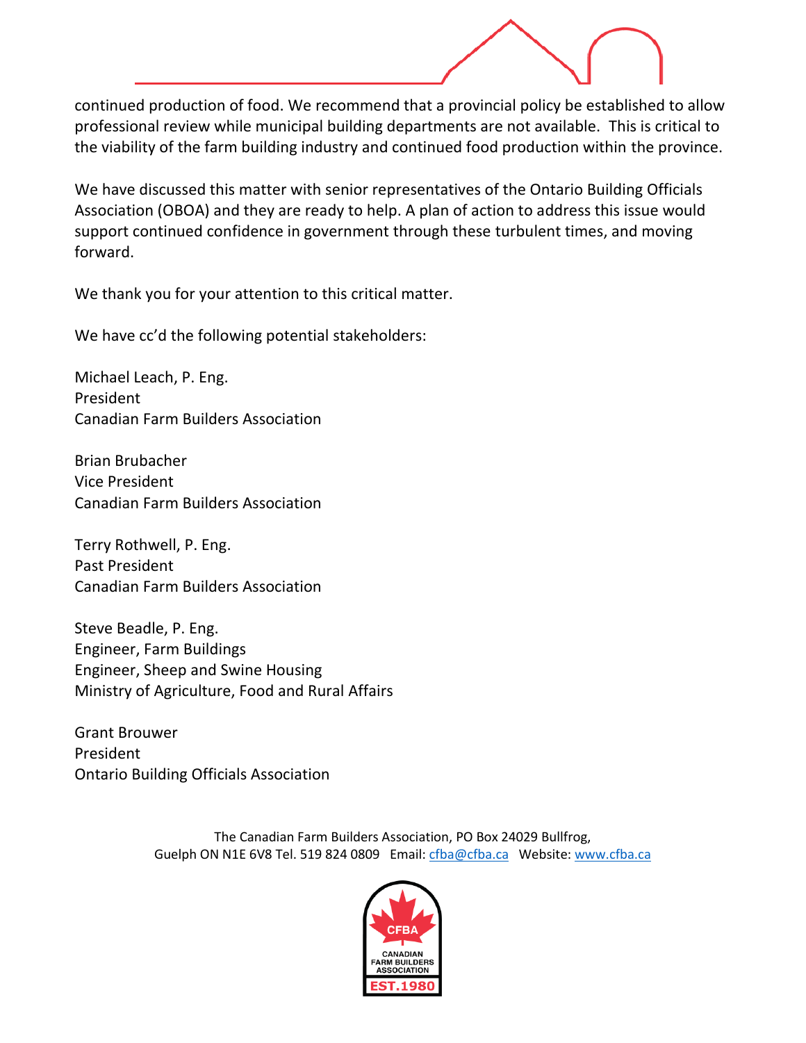continued production of food. We recommend that a provincial policy be established to allow professional review while municipal building departments are not available. This is critical to the viability of the farm building industry and continued food production within the province.

We have discussed this matter with senior representatives of the Ontario Building Officials Association (OBOA) and they are ready to help. A plan of action to address this issue would support continued confidence in government through these turbulent times, and moving forward.

We thank you for your attention to this critical matter.

We have cc'd the following potential stakeholders:

Michael Leach, P. Eng.
President
Canadian Farm Builders Association

Brian Brubacher
Vice President
Canadian Farm Builders Association

Terry Rothwell, P. Eng.
Past President
Canadian Farm Builders Association

Steve Beadle, P. Eng.
Engineer, Farm Buildings
Engineer, Sheep and Swine Housing
Ministry of Agriculture, Food and Rural Affairs

Grant Brouwer
President
Ontario Building Officials Association

The Canadian Farm Builders Association, PO Box 24029 Bullfrog, Guelph ON N1E 6V8 Tel. 519 824 0809 Email: cfba@cfba.ca Website: www.cfba.ca

CFBA
CANADIAN FARM BUILDERS ASSOCIATION
EST.1980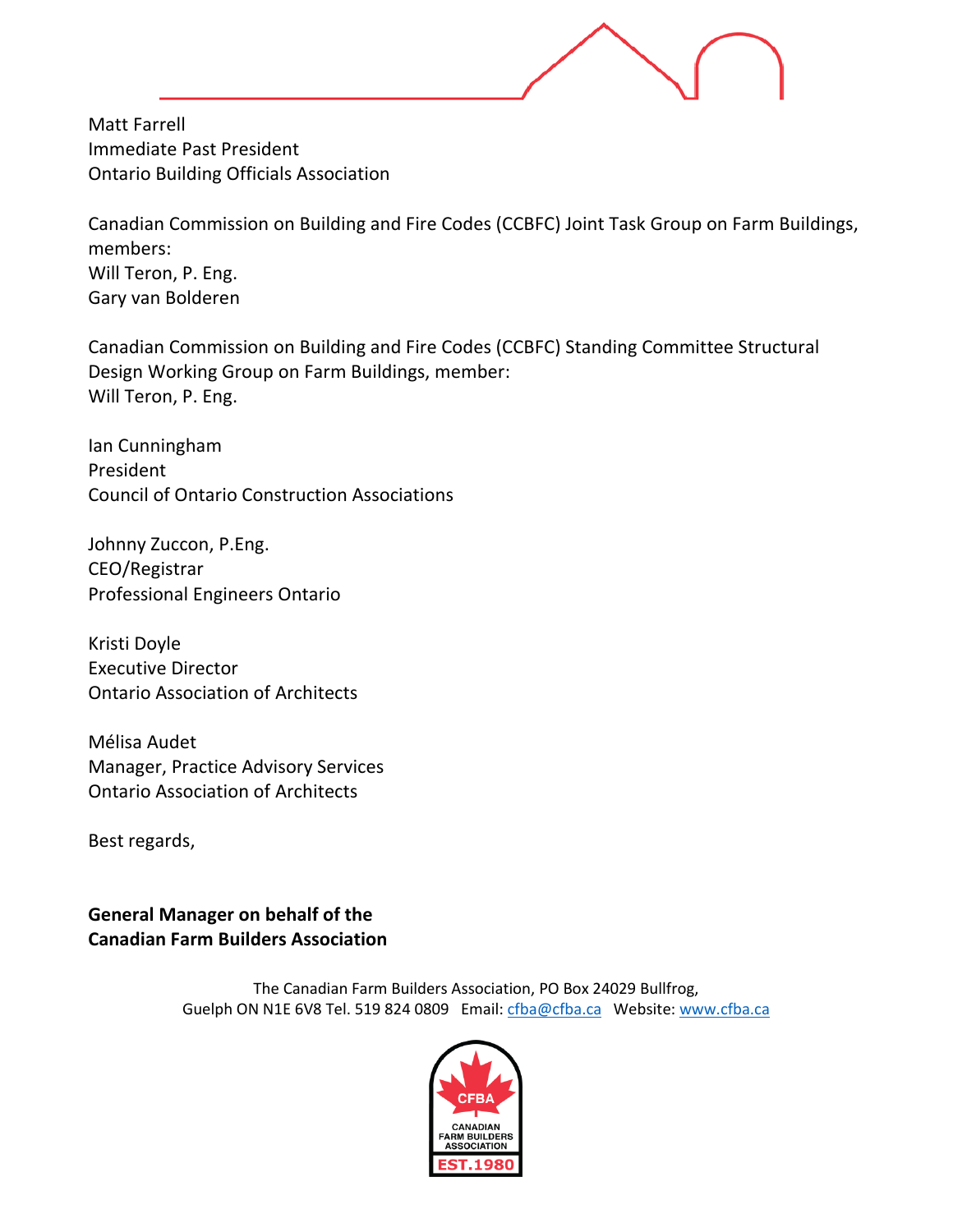Matt Farrell
Immediate Past President
Ontario Building Officials Association

Canadian Commission on Building and Fire Codes (CCBFC) Joint Task Group on Farm Buildings, members:
Will Teron, P. Eng.
Gary van Bolderen

Canadian Commission on Building and Fire Codes (CCBFC) Standing Committee Structural Design Working Group on Farm Buildings, member:
Will Teron, P. Eng.

Ian Cunningham
President
Council of Ontario Construction Associations

Johnny Zuccon, P.Eng.
CEO/Registrar
Professional Engineers Ontario

Kristi Doyle
Executive Director
Ontario Association of Architects

Mélisa Audet
Manager, Practice Advisory Services
Ontario Association of Architects

Best regards,

**General Manager on behalf of the**
**Canadian Farm Builders Association**

The Canadian Farm Builders Association, PO Box 24029 Bullfrog, Guelph ON N1E 6V8 Tel. 519 824 0809 Email: cfba@cfba.ca Website: www.cfba.ca